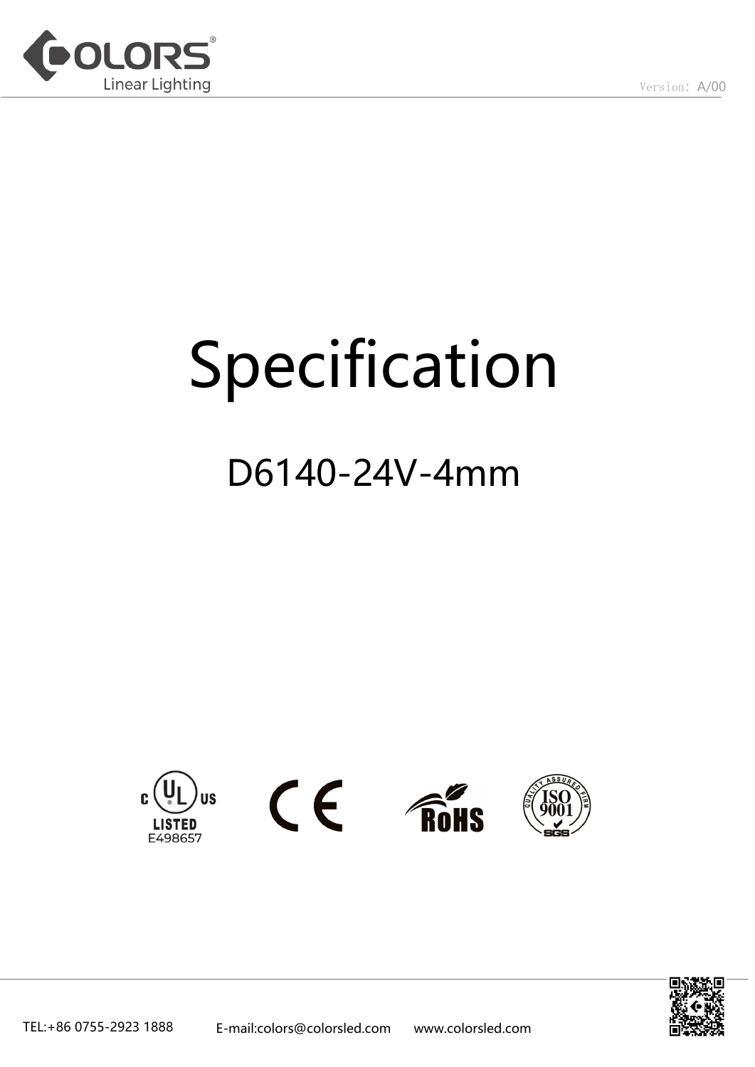Version: A/00

# Specification

## D6140-24V-4mm

LISTED E498657

TEL:+86 0755-2923 1888 E-mail:colors@colorsled.com www.colorsled.com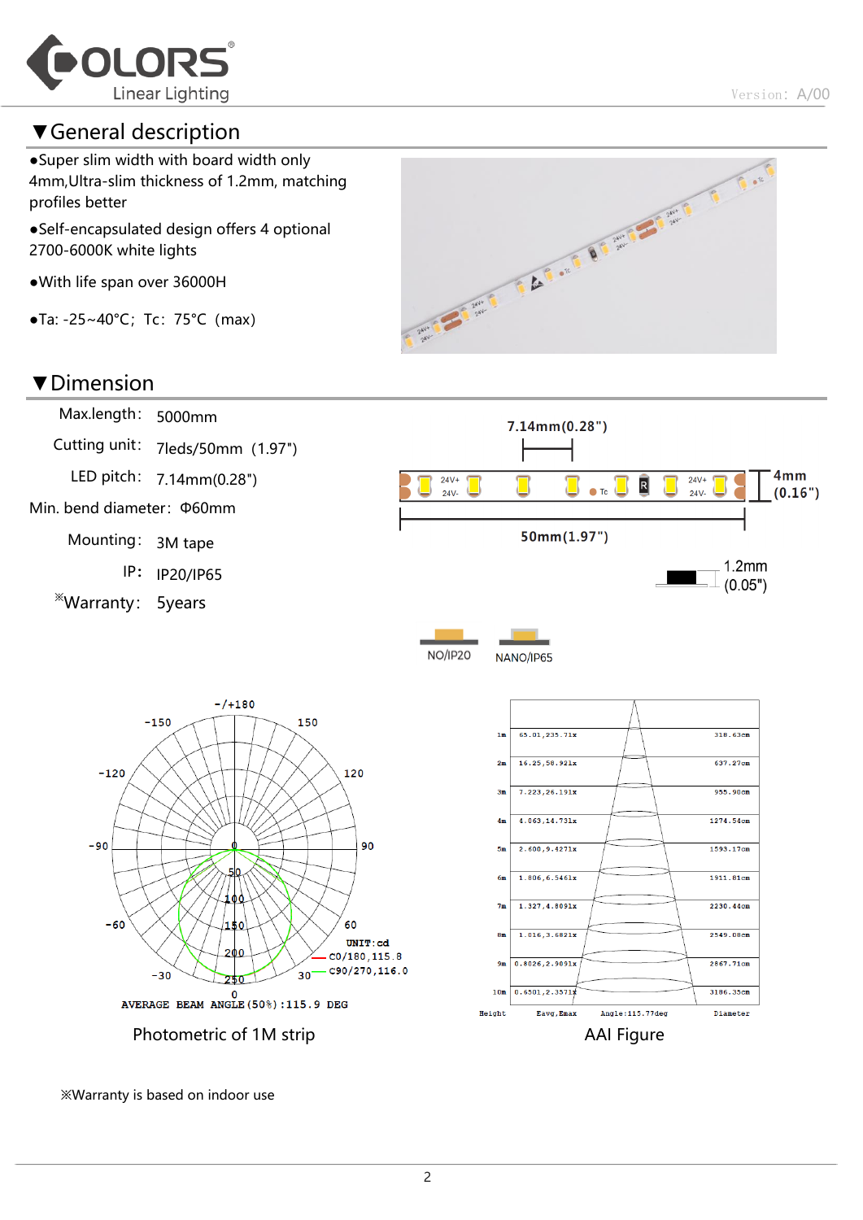## ▼General description

- ●Super slim width with board width only 4mm,Ultra-slim thickness of 1.2mm, matching profiles better
- ●Self-encapsulated design offers 4 optional 2700-6000K white lights
- ●With life span over 36000H
- ●Ta: -25~40°C; Tc: 75°C (max)

## ▼Dimension

| | |
|---|---|
| Max.length: | 5000mm |
| Cutting unit: | 7leds/50mm (1.97") |
| LED pitch: | 7.14mm(0.28") |
| Min. bend diameter: | Φ60mm |
| Mounting: | 3M tape |
| IP: | IP20/IP65 |
| ※Warranty: | 5years |

7.14mm(0.28")

4mm (0.16")

50mm(1.97")

1.2mm (0.05")

NO/IP20 NANO/IP65

AVERAGE BEAM ANGLE(50%):115.9 DEG

UNIT:cd
C0/180,115.8
C90/270,116.0

Photometric of 1M strip

| Height | Eavg,Emax | Diameter |
|---|---|---|
| 1m | 65.01,235.71x | 318.63cm |
| 2m | 16.25,58.921x | 637.27cm |
| 3m | 7.223,26.191x | 955.90cm |
| 4m | 4.063,14.731x | 1274.54cm |
| 5m | 2.600,9.4271x | 1593.17cm |
| 6m | 1.806,6.5461x | 1911.81cm |
| 7m | 1.327,4.8091x | 2230.44cm |
| 8m | 1.016,3.6821x | 2549.08cm |
| 9m | 0.8026,2.9091x | 2867.71cm |
| 10m | 0.6501,2.3571x | 3186.35cm |

Angle:115.77deg

AAI Figure

※Warranty is based on indoor use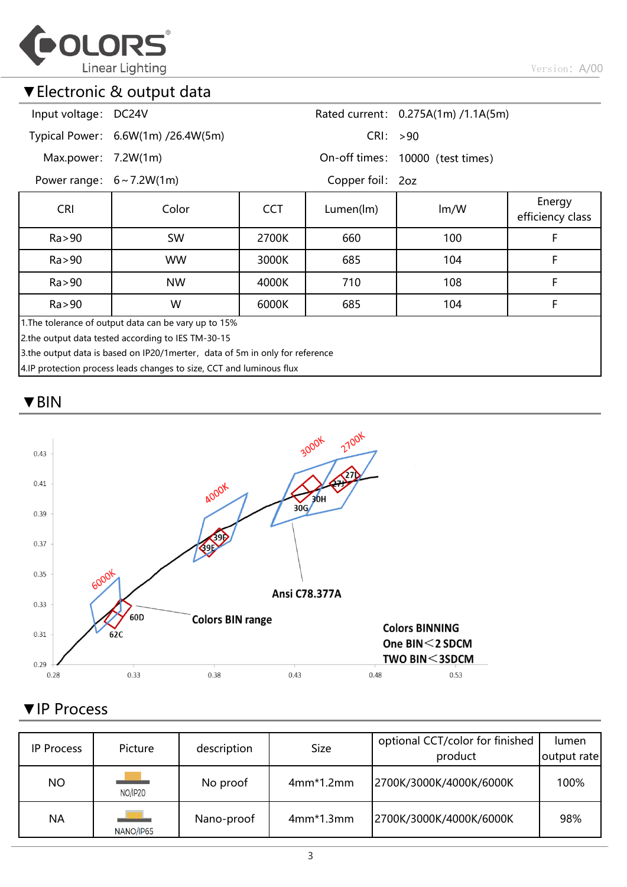## ▼Electronic & output data

| | | | |
|---|---|---|---|
| Input voltage: | DC24V | Rated current: | 0.275A(1m) /1.1A(5m) |
| Typical Power: | 6.6W(1m) /26.4W(5m) | CRI: | >90 |
| Max.power: | 7.2W(1m) | On-off times: | 10000 (test times) |
| Power range: | 6～7.2W(1m) | Copper foil: | 2oz |

| CRI | Color | CCT | Lumen(lm) | lm/W | Energy efficiency class |
|---|---|---|---|---|---|
| Ra>90 | SW | 2700K | 660 | 100 | F |
| Ra>90 | WW | 3000K | 685 | 104 | F |
| Ra>90 | NW | 4000K | 710 | 108 | F |
| Ra>90 | W | 6000K | 685 | 104 | F |

1.The tolerance of output data can be vary up to 15%
2.the output data tested according to IES TM-30-15
3.the output data is based on IP20/1merter，data of 5m in only for reference
4.IP protection process leads changes to size, CCT and luminous flux

## ▼BIN

Ansi C78.377A

Colors BIN range

Colors BINNING
One BIN<2 SDCM
TWO BIN<3SDCM

## ▼IP Process

| IP Process | Picture | description | Size | optional CCT/color for finished product | lumen output rate |
|---|---|---|---|---|---|
| NO | NO/IP20 | No proof | 4mm*1.2mm | 2700K/3000K/4000K/6000K | 100% |
| NA | NANO/IP65 | Nano-proof | 4mm*1.3mm | 2700K/3000K/4000K/6000K | 98% |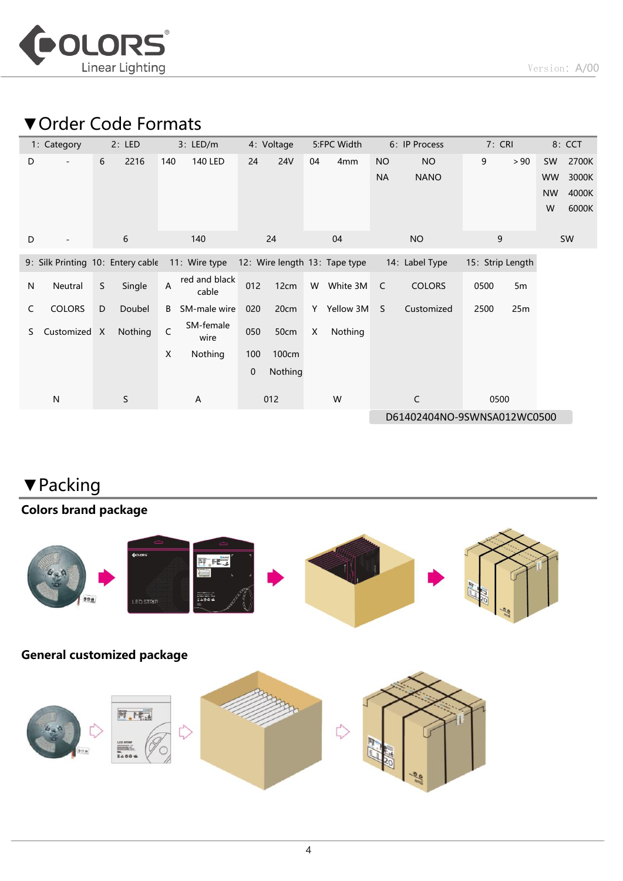## ▼Order Code Formats

| 1: Category | | 2: LED | | 3: LED/m | | 4: Voltage | | 5:FPC Width | | 6: IP Process | | 7: CRI | | 8: CCT | |
|---|---|---|---|---|---|---|---|---|---|---|---|---|---|---|---|
| D | - | 6 | 2216 | 140 | 140 LED | 24 | 24V | 04 | 4mm | NO | NO | 9 | ＞90 | SW | 2700K |
| | | | | | | | | | | NA | NANO | | | WW | 3000K |
| | | | | | | | | | | | | | | NW | 4000K |
| | | | | | | | | | | | | | | W | 6000K |
| D | - | 6 | | 140 | | 24 | | 04 | | NO | | 9 | | SW | |

| 9: Silk Printing | | 10: Entery cable | | 11: Wire type | | 12: Wire length | | 13: Tape type | | 14: Label Type | | 15: Strip Length | |
|---|---|---|---|---|---|---|---|---|---|---|---|---|---|
| N | Neutral | S | Single | A | red and black cable | 012 | 12cm | W | White 3M | C | COLORS | 0500 | 5m |
| C | COLORS | D | Doubel | B | SM-male wire | 020 | 20cm | Y | Yellow 3M | S | Customized | 2500 | 25m |
| S | Customized | X | Nothing | C | SM-female wire | 050 | 50cm | X | Nothing | | | | |
| | | | | X | Nothing | 100 | 100cm | | | | | | |
| | | | | | | 0 | Nothing | | | | | | |
| N | | S | | A | | 012 | | W | | C | | 0500 | |

D61402404NO-9SWNSA012WC0500

## ▼Packing

**Colors brand package**

**General customized package**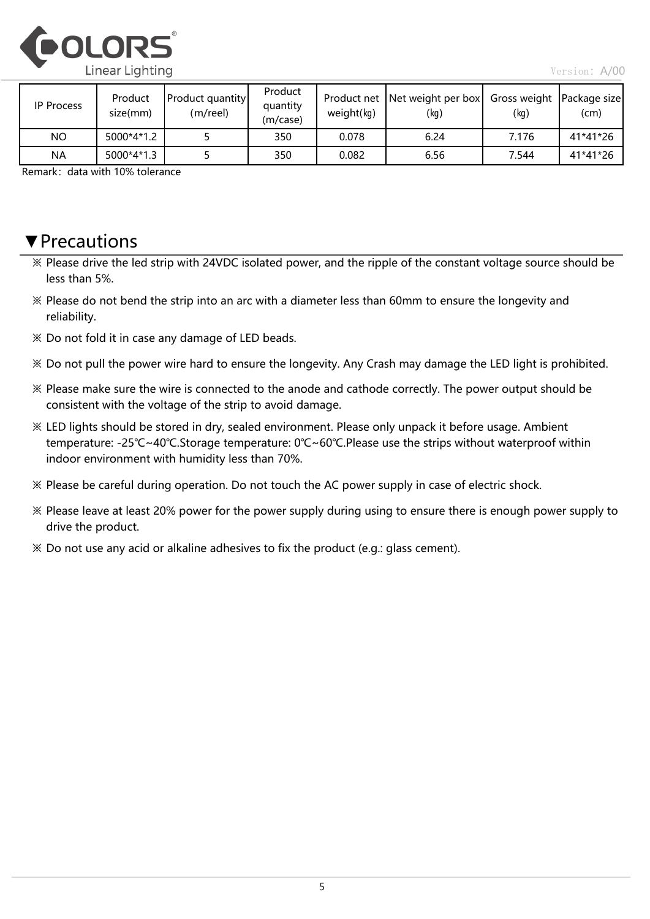| IP Process | Product size(mm) | Product quantity (m/reel) | Product quantity (m/case) | Product net weight(kg) | Net weight per box (kg) | Gross weight (kg) | Package size (cm) |
|---|---|---|---|---|---|---|---|
| NO | 5000*4*1.2 | 5 | 350 | 0.078 | 6.24 | 7.176 | 41*41*26 |
| NA | 5000*4*1.3 | 5 | 350 | 0.082 | 6.56 | 7.544 | 41*41*26 |

Remark：data with 10% tolerance

## ▼Precautions

※ Please drive the led strip with 24VDC isolated power, and the ripple of the constant voltage source should be less than 5%.

※ Please do not bend the strip into an arc with a diameter less than 60mm to ensure the longevity and reliability.

※ Do not fold it in case any damage of LED beads.

※ Do not pull the power wire hard to ensure the longevity. Any Crash may damage the LED light is prohibited.

※ Please make sure the wire is connected to the anode and cathode correctly. The power output should be consistent with the voltage of the strip to avoid damage.

※ LED lights should be stored in dry, sealed environment. Please only unpack it before usage. Ambient temperature: -25℃~40℃.Storage temperature: 0℃~60℃.Please use the strips without waterproof within indoor environment with humidity less than 70%.

※ Please be careful during operation. Do not touch the AC power supply in case of electric shock.

※ Please leave at least 20% power for the power supply during using to ensure there is enough power supply to drive the product.

※ Do not use any acid or alkaline adhesives to fix the product (e.g.: glass cement).